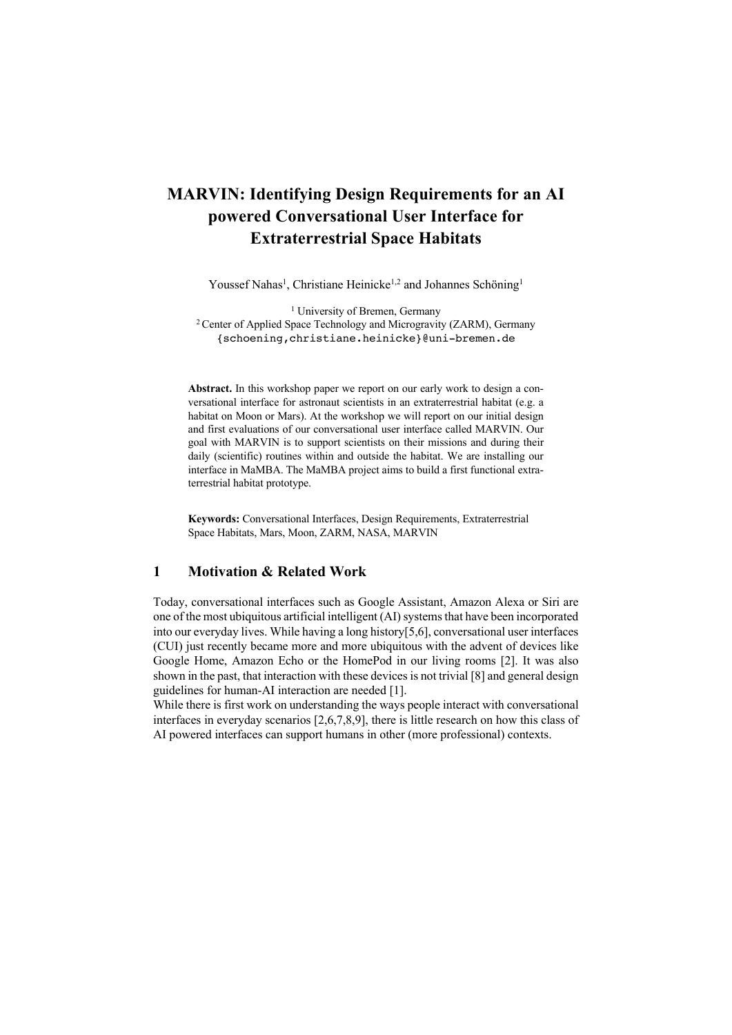# MARVIN: Identifying Design Requirements for an AI powered Conversational User Interface for Extraterrestrial Space Habitats

Youssef Nahas[1], Christiane Heinicke[1,2] and Johannes Schöning[1]

[1] University of Bremen, Germany
[2] Center of Applied Space Technology and Microgravity (ZARM), Germany
{schoening,christiane.heinicke}@uni-bremen.de

**Abstract.** In this workshop paper we report on our early work to design a conversational interface for astronaut scientists in an extraterrestrial habitat (e.g. a habitat on Moon or Mars). At the workshop we will report on our initial design and first evaluations of our conversational user interface called MARVIN. Our goal with MARVIN is to support scientists on their missions and during their daily (scientific) routines within and outside the habitat. We are installing our interface in MaMBA. The MaMBA project aims to build a first functional extraterrestrial habitat prototype.

**Keywords:** Conversational Interfaces, Design Requirements, Extraterrestrial Space Habitats, Mars, Moon, ZARM, NASA, MARVIN

## 1 Motivation & Related Work

Today, conversational interfaces such as Google Assistant, Amazon Alexa or Siri are one of the most ubiquitous artificial intelligent (AI) systems that have been incorporated into our everyday lives. While having a long history[5,6], conversational user interfaces (CUI) just recently became more and more ubiquitous with the advent of devices like Google Home, Amazon Echo or the HomePod in our living rooms [2]. It was also shown in the past, that interaction with these devices is not trivial [8] and general design guidelines for human-AI interaction are needed [1].

While there is first work on understanding the ways people interact with conversational interfaces in everyday scenarios [2,6,7,8,9], there is little research on how this class of AI powered interfaces can support humans in other (more professional) contexts.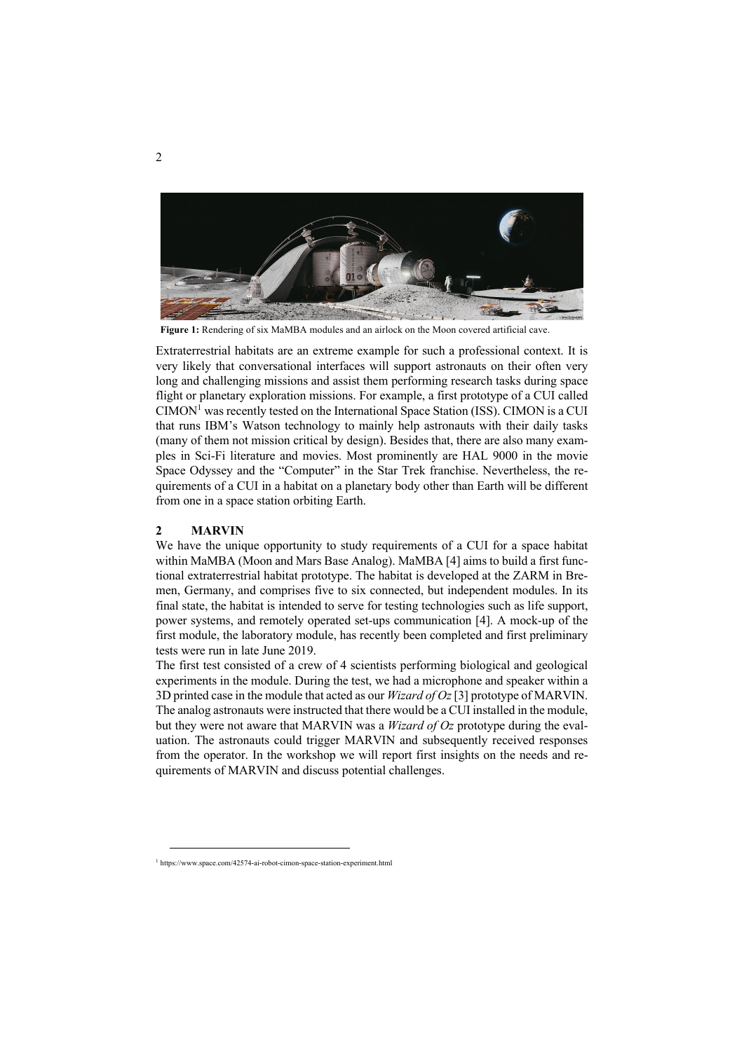**Figure 1:** Rendering of six MaMBA modules and an airlock on the Moon covered artificial cave.

Extraterrestrial habitats are an extreme example for such a professional context. It is very likely that conversational interfaces will support astronauts on their often very long and challenging missions and assist them performing research tasks during space flight or planetary exploration missions. For example, a first prototype of a CUI called CIMON[1] was recently tested on the International Space Station (ISS). CIMON is a CUI that runs IBM's Watson technology to mainly help astronauts with their daily tasks (many of them not mission critical by design). Besides that, there are also many examples in Sci-Fi literature and movies. Most prominently are HAL 9000 in the movie Space Odyssey and the "Computer" in the Star Trek franchise. Nevertheless, the requirements of a CUI in a habitat on a planetary body other than Earth will be different from one in a space station orbiting Earth.

## 2 MARVIN

We have the unique opportunity to study requirements of a CUI for a space habitat within MaMBA (Moon and Mars Base Analog). MaMBA [4] aims to build a first functional extraterrestrial habitat prototype. The habitat is developed at the ZARM in Bremen, Germany, and comprises five to six connected, but independent modules. In its final state, the habitat is intended to serve for testing technologies such as life support, power systems, and remotely operated set-ups communication [4]. A mock-up of the first module, the laboratory module, has recently been completed and first preliminary tests were run in late June 2019.

The first test consisted of a crew of 4 scientists performing biological and geological experiments in the module. During the test, we had a microphone and speaker within a 3D printed case in the module that acted as our *Wizard of Oz* [3] prototype of MARVIN. The analog astronauts were instructed that there would be a CUI installed in the module, but they were not aware that MARVIN was a *Wizard of Oz* prototype during the evaluation. The astronauts could trigger MARVIN and subsequently received responses from the operator. In the workshop we will report first insights on the needs and requirements of MARVIN and discuss potential challenges.

---

[1] https://www.space.com/42574-ai-robot-cimon-space-station-experiment.html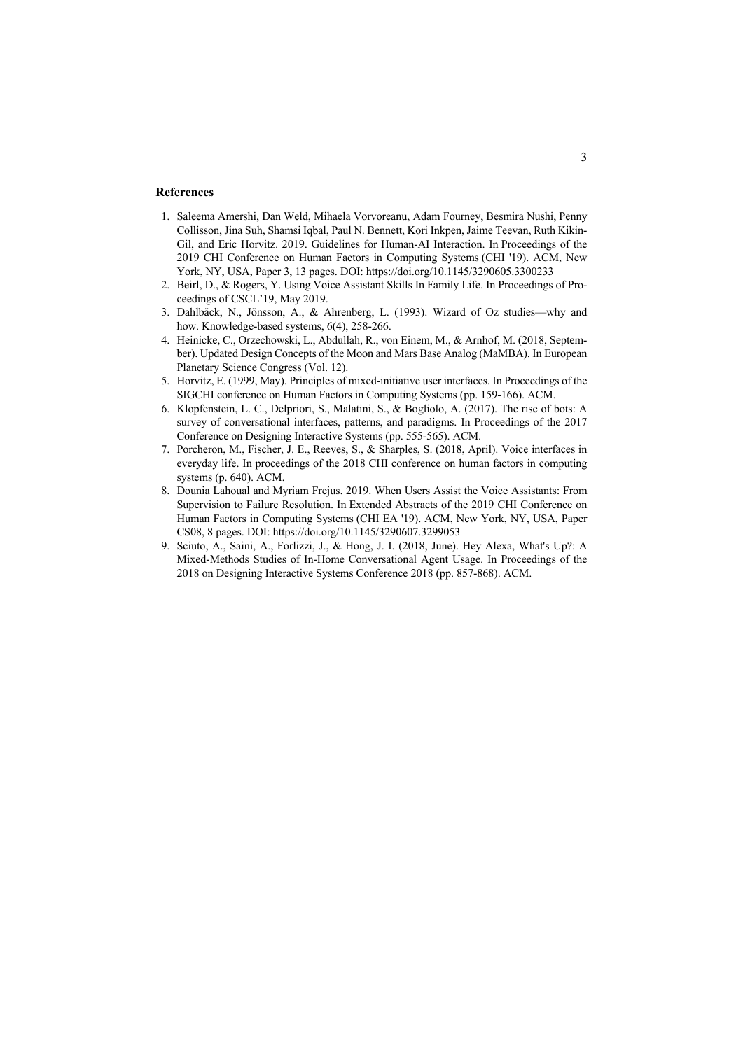## References

1. Saleema Amershi, Dan Weld, Mihaela Vorvoreanu, Adam Fourney, Besmira Nushi, Penny Collisson, Jina Suh, Shamsi Iqbal, Paul N. Bennett, Kori Inkpen, Jaime Teevan, Ruth Kikin-Gil, and Eric Horvitz. 2019. Guidelines for Human-AI Interaction. In Proceedings of the 2019 CHI Conference on Human Factors in Computing Systems (CHI '19). ACM, New York, NY, USA, Paper 3, 13 pages. DOI: https://doi.org/10.1145/3290605.3300233
2. Beirl, D., & Rogers, Y. Using Voice Assistant Skills In Family Life. In Proceedings of Proceedings of CSCL'19, May 2019.
3. Dahlbäck, N., Jönsson, A., & Ahrenberg, L. (1993). Wizard of Oz studies—why and how. Knowledge-based systems, 6(4), 258-266.
4. Heinicke, C., Orzechowski, L., Abdullah, R., von Einem, M., & Arnhof, M. (2018, September). Updated Design Concepts of the Moon and Mars Base Analog (MaMBA). In European Planetary Science Congress (Vol. 12).
5. Horvitz, E. (1999, May). Principles of mixed-initiative user interfaces. In Proceedings of the SIGCHI conference on Human Factors in Computing Systems (pp. 159-166). ACM.
6. Klopfenstein, L. C., Delpriori, S., Malatini, S., & Bogliolo, A. (2017). The rise of bots: A survey of conversational interfaces, patterns, and paradigms. In Proceedings of the 2017 Conference on Designing Interactive Systems (pp. 555-565). ACM.
7. Porcheron, M., Fischer, J. E., Reeves, S., & Sharples, S. (2018, April). Voice interfaces in everyday life. In proceedings of the 2018 CHI conference on human factors in computing systems (p. 640). ACM.
8. Dounia Lahoual and Myriam Frejus. 2019. When Users Assist the Voice Assistants: From Supervision to Failure Resolution. In Extended Abstracts of the 2019 CHI Conference on Human Factors in Computing Systems (CHI EA '19). ACM, New York, NY, USA, Paper CS08, 8 pages. DOI: https://doi.org/10.1145/3290607.3299053
9. Sciuto, A., Saini, A., Forlizzi, J., & Hong, J. I. (2018, June). Hey Alexa, What's Up?: A Mixed-Methods Studies of In-Home Conversational Agent Usage. In Proceedings of the 2018 on Designing Interactive Systems Conference 2018 (pp. 857-868). ACM.